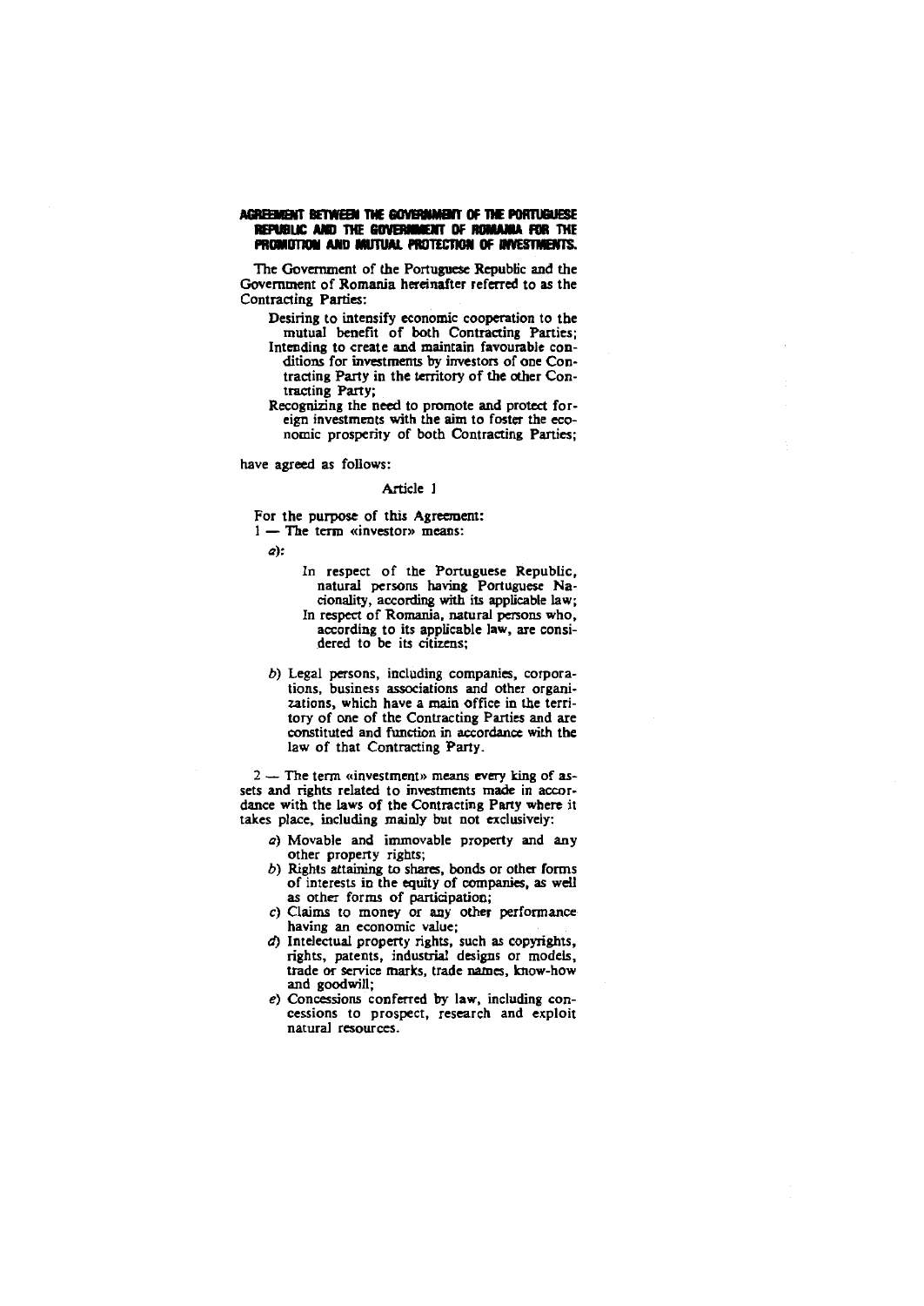**AGREEMENT BETWEEN THE GOVERNMENT OF THE PORTUGUESE REPUBLIC AND THE GOVERNMENT OF ROMANIA FOR THE PROMOTION AND MUTUAL PROTECTION OF INVESTMENTS.**

The Government of the Portuguese Republic and the Government of Romania hereinafter referred to as the Contracting Parties:

- Desiring to intensify economic cooperation to the mutual benefit of both Contracting Parties;
- Intending to create and maintain favourable conditions for investments by investors of one Contracting Party in the territory of the other Contracting Party;
- Recognizing the need to promote and protect foreign investments with the aim to foster the economic prosperity of both Contracting Parties;

have agreed as follows:

Article 1

For the purpose of this Agreement:

1 — The term «investor» means:

*a*):

- In respect of the Portuguese Republic, natural persons having Portuguese Nacionality, according with its applicable law;
- In respect of Romania, natural persons who, according to its applicable law, are considered to be its citizens;

*b*) Legal persons, including companies, corporations, business associations and other organizations, which have a main office in the territory of one of the Contracting Parties and are constituted and function in accordance with the law of that Contracting Party.

2 — The term «investment» means every king of assets and rights related to investments made in accordance with the laws of the Contracting Party where it takes place, including mainly but not exclusively:

*a*) Movable and immovable property and any other property rights;

*b*) Rights attaining to shares, bonds or other forms of interests in the equity of companies, as well as other forms of participation;

*c*) Claims to money or any other performance having an economic value;

*d*) Intelectual property rights, such as copyrights, rights, patents, industrial designs or models, trade or service marks, trade names, know-how and goodwill;

*e*) Concessions conferred by law, including concessions to prospect, research and exploit natural resources.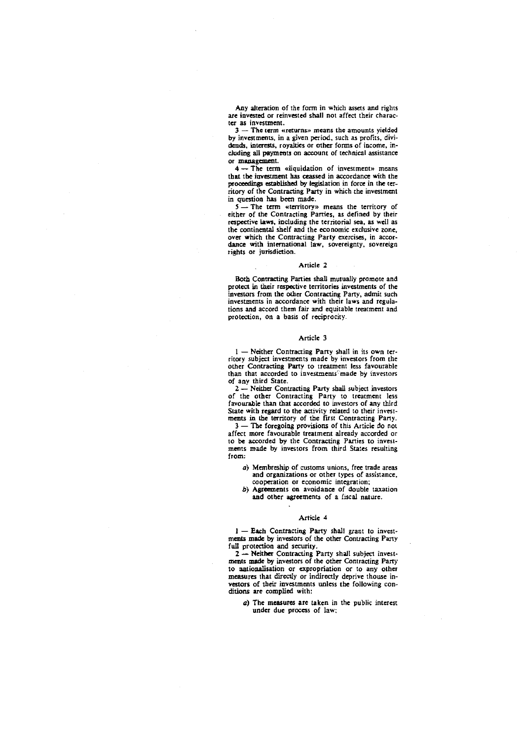Any alteration of the form in which assets and rights are invested or reinvested shall not affect their character as investment.

3 — The term «returns» means the amounts yielded by investments, in a given period, such as profits, dividends, interests, royalties or other forms of income, including all payments on account of technical assistance or management.

4 — The term «liquidation of investment» means that the investment has ceassed in accordance with the proceedings established by legislation in force in the territory of the Contracting Party in which the investment in question has been made.

5 — The term «territory» means the territory of either of the Contracting Parties, as defined by their respective laws, including the territorial sea, as well as the continental shelf and the economic exclusive zone, over which the Contracting Party exercises, in accordance with international law, sovereignty, sovereign rights or jurisdiction.

## Article 2

Both Contracting Parties shall mutually promote and protect in their respective territories investments of the investors from the other Contracting Party, admit such investments in accordance with their laws and regulations and accord them fair and equitable treatment and protection, on a basis of reciprocity.

## Article 3

1 — Neither Contracting Party shall in its own territory subject investments made by investors from the other Contracting Party to treatment less favourable than that accorded to investments made by investors of any third State.

2 — Neither Contracting Party shall subject investors of the other Contracting Party to treatment less favourable than that accorded to investors of any third State with regard to the activity related to their investments in the territory of the first Contracting Party.

3 — The foregoing provisions of this Article do not affect more favourable treatment already accorded or to be accorded by the Contracting Parties to investments made by investors from third States resulting from:

*a*) Membreship of customs unions, free trade areas and organizations or other types of assistance, cooperation or economic integration;

*b*) Agreements on avoidance of double taxation and other agreements of a fiscal nature.

## Article 4

1 — Each Contracting Party shall grant to investments made by investors of the other Contracting Party full protection and security.

2 — Neither Contracting Party shall subject investments made by investors of the other Contracting Party to nationalisation or expropriation or to any other measures that directly or indirectly deprive thouse investors of their investments unless the following conditions are complied with:

*a*) The measures are taken in the public interest under due process of law;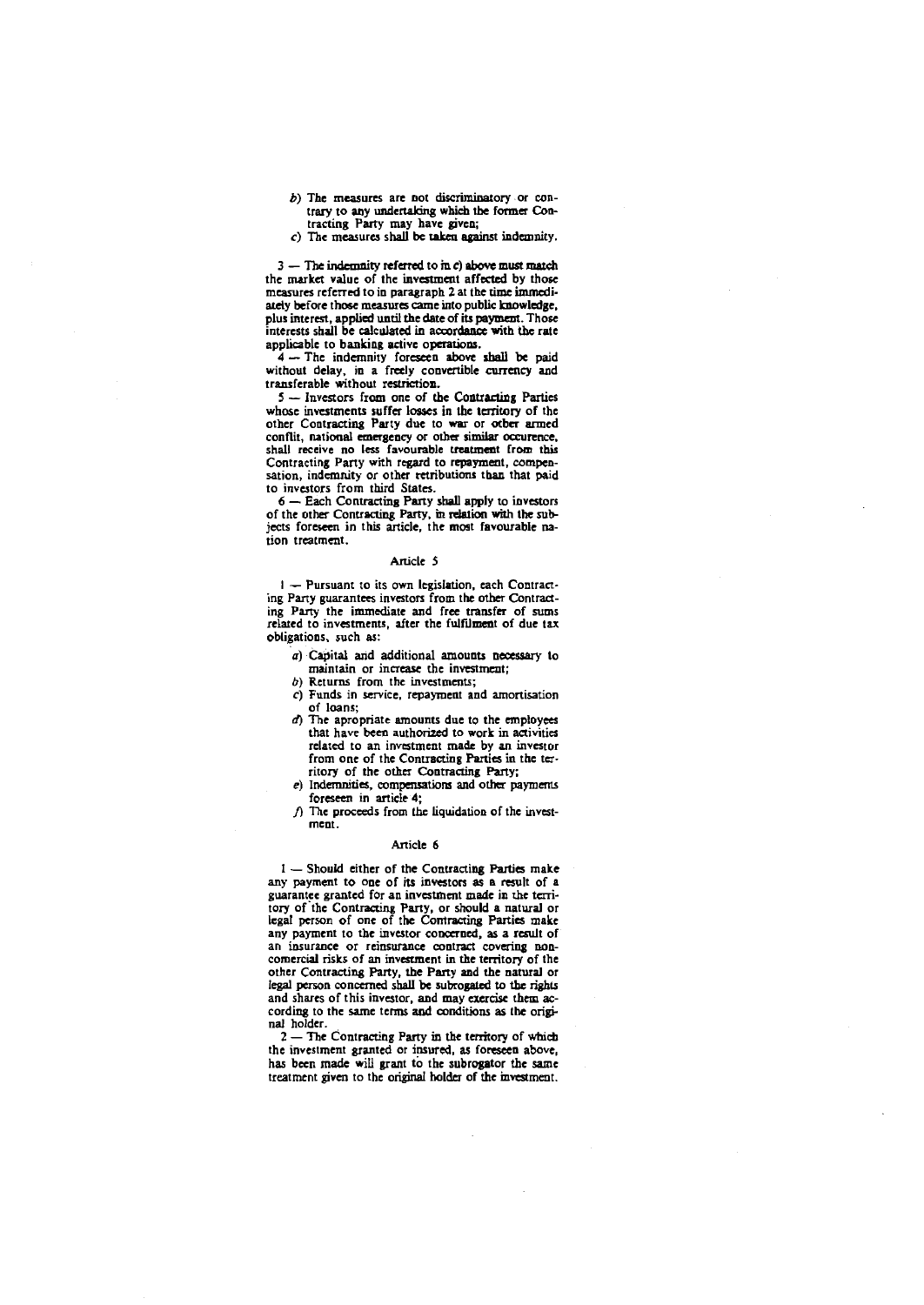*b*) The measures are not discriminatory or contrary to any undertaking which the former Contracting Party may have given;

*c*) The measures shall be taken against indemnity.

3 — The indemnity referred to in *c*) above must match the market value of the investment affected by those measures referred to in paragraph 2 at the time immediately before those measures came into public knowledge, plus interest, applied until the date of its payment. Those interests shall be calculated in accordance with the rate applicable to banking active operations.

4 — The indemnity foreseen above shall be paid without delay, in a freely convertible currency and transferable without restriction.

5 — Investors from one of the Contracting Parties whose investments suffer losses in the territory of the other Contracting Party due to war or other armed conflit, national emergency or other similar occurence, shall receive no less favourable treatment from this Contracting Party with regard to repayment, compensation, indemnity or other retributions than that paid to investors from third States.

6 — Each Contracting Party shall apply to investors of the other Contracting Party, in relation with the subjects foreseen in this article, the most favourable nation treatment.

## Article 5

1 — Pursuant to its own legislation, each Contracting Party guarantees investors from the other Contracting Party the immediate and free transfer of sums related to investments, after the fulfilment of due tax obligations, such as:

*a*) Capital and additional amounts necessary to maintain or increase the investment;

*b*) Returns from the investments;

*c*) Funds in service, repayment and amortisation of loans;

*d*) The apropriate amounts due to the employees that have been authorized to work in activities related to an investment made by an investor from one of the Contracting Parties in the territory of the other Contracting Party;

*e*) Indemnities, compensations and other payments foreseen in article 4;

*f*) The proceeds from the liquidation of the investment.

## Article 6

1 — Should either of the Contracting Parties make any payment to one of its investors as a result of a guarantee granted for an investment made in the territory of the Contracting Party, or should a natural or legal person of one of the Contracting Parties make any payment to the investor concerned, as a result of an insurance or reinsurance contract covering noncomercial risks of an investment in the territory of the other Contracting Party, the Party and the natural or legal person concerned shall be subrogated to the rights and shares of this investor, and may exercise them according to the same terms and conditions as the original holder.

2 — The Contracting Party in the territory of which the investment granted or insured, as foreseen above, has been made will grant to the subrogator the same treatment given to the original holder of the investment.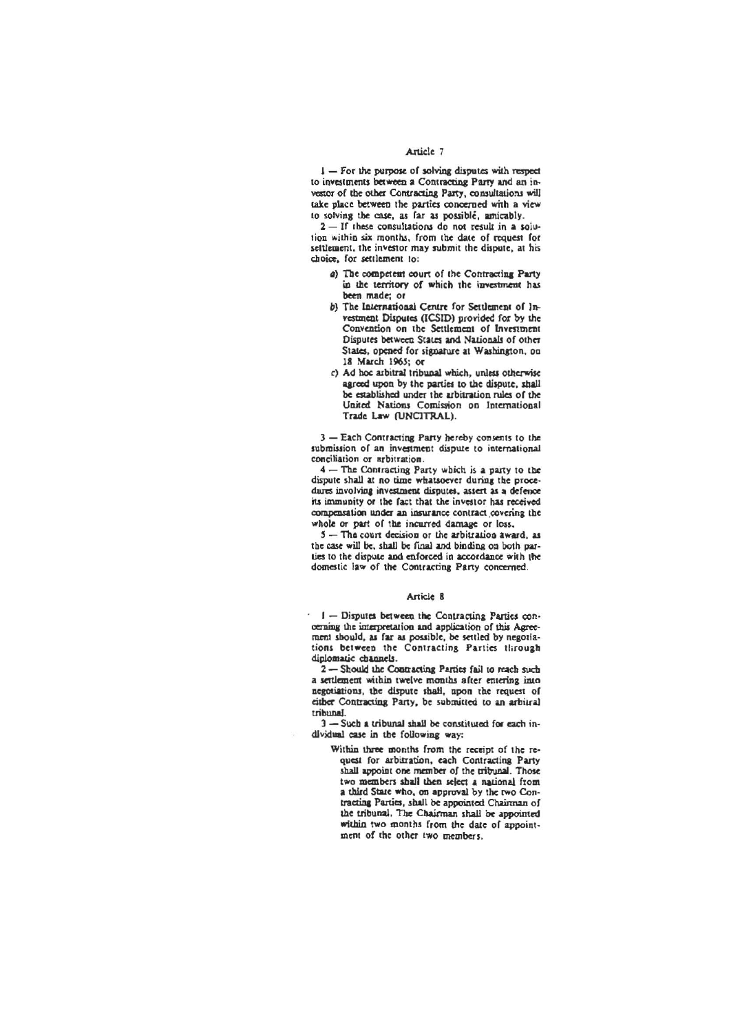## Article 7

1 — For the purpose of solving disputes with respect to investments between a Contracting Party and an investor of the other Contracting Party, consultations will take place between the parties concerned with a view to solving the case, as far as possible, amicably.

2 — If these consultations do not result in a solution within six months, from the date of request for settlement, the investor may submit the dispute, at his choice, for settlement to:

*a*) The competent court of the Contracting Party in the territory of which the investment has been made; or

*b*) The International Centre for Settlement of Investment Disputes (ICSID) provided for by the Convention on the Settlement of Investment Disputes between States and Nationals of other States, opened for signature at Washington, on 18 March 1965; or

*c*) Ad hoc arbitral tribunal which, unless otherwise agreed upon by the parties to the dispute, shall be established under the arbitration rules of the United Nations Comission on International Trade Law (UNCITRAL).

3 — Each Contracting Party hereby consents to the submission of an investment dispute to international conciliation or arbitration.

4 — The Contracting Party which is a party to the dispute shall at no time whatsoever during the procedures involving investment disputes, assert as a defence its immunity or the fact that the investor has received compensation under an insurance contract covering the whole or part of the incurred damage or loss.

5 — The court decision or the arbitration award, as the case will be, shall be final and binding on both parties to the dispute and enforced in accordance with the domestic law of the Contracting Party concerned.

## Article 8

1 — Disputes between the Contracting Parties concerning the interpretation and application of this Agreement should, as far as possible, be settled by negotiations between the Contracting Parties through diplomatic channels.

2 — Should the Contracting Parties fail to reach such a settlement within twelve months after entering into negotiations, the dispute shall, upon the request of either Contracting Party, be submitted to an arbitral tribunal.

3 — Such a tribunal shall be constituted for each individual case in the following way:

Within three months from the receipt of the request for arbitration, each Contracting Party shall appoint one member of the tribunal. Those two members shall then select a national from a third State who, on approval by the two Contracting Parties, shall be appointed Chairman of the tribunal. The Chairman shall be appointed within two months from the date of appointment of the other two members.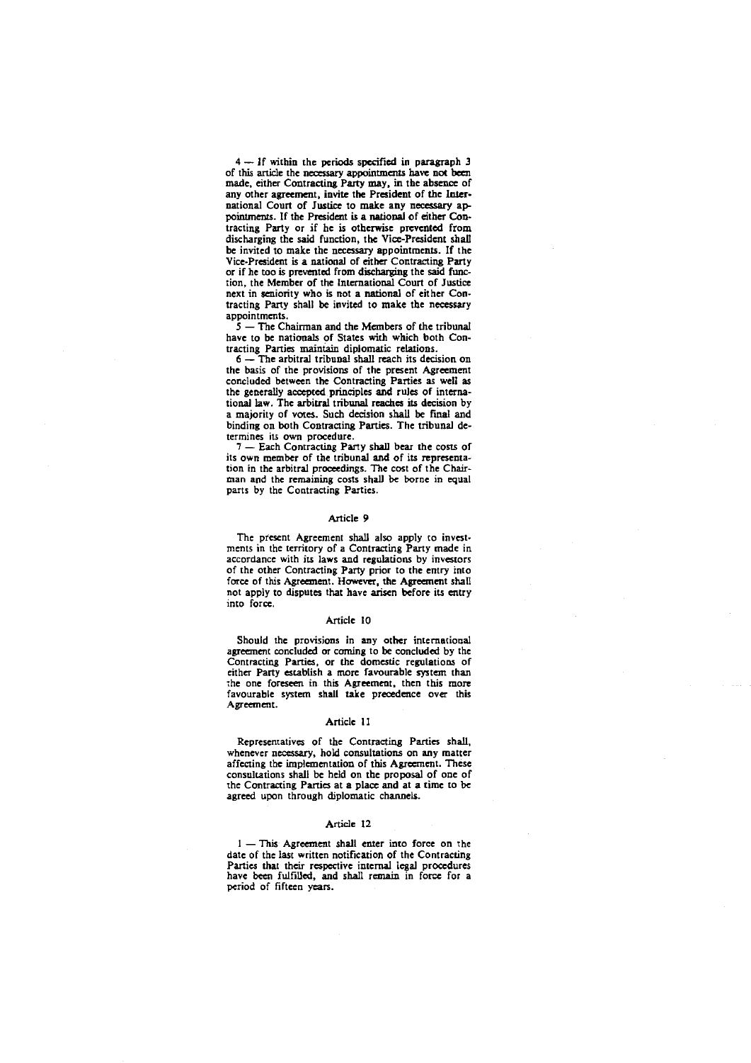4 — If within the periods specified in paragraph 3 of this article the necessary appointments have not been made, either Contracting Party may, in the absence of any other agreement, invite the President of the International Court of Justice to make any necessary appointments. If the President is a national of either Contracting Party or if he is otherwise prevented from discharging the said function, the Vice-President shall be invited to make the necessary appointments. If the Vice-President is a national of either Contracting Party or if he too is prevented from discharging the said function, the Member of the International Court of Justice next in seniority who is not a national of either Contracting Party shall be invited to make the necessary appointments.

5 — The Chairman and the Members of the tribunal have to be nationals of States with which both Contracting Parties maintain diplomatic relations.

6 — The arbitral tribunal shall reach its decision on the basis of the provisions of the present Agreement concluded between the Contracting Parties as well as the generally accepted principles and rules of international law. The arbitral tribunal reaches its decision by a majority of votes. Such decision shall be final and binding on both Contracting Parties. The tribunal determines its own procedure.

7 — Each Contracting Party shall bear the costs of its own member of the tribunal and of its representation in the arbitral proceedings. The cost of the Chairman and the remaining costs shall be borne in equal parts by the Contracting Parties.

## Article 9

The present Agreement shall also apply to investments in the territory of a Contracting Party made in accordance with its laws and regulations by investors of the other Contracting Party prior to the entry into force of this Agreement. However, the Agreement shall not apply to disputes that have arisen before its entry into force.

## Article 10

Should the provisions in any other international agreement concluded or coming to be concluded by the Contracting Parties, or the domestic regulations of either Party establish a more favourable system than the one foreseen in this Agreement, then this more favourable system shall take precedence over this Agreement.

## Article 11

Representatives of the Contracting Parties shall, whenever necessary, hold consultations on any matter affecting the implementation of this Agreement. These consultations shall be held on the proposal of one of the Contracting Parties at a place and at a time to be agreed upon through diplomatic channels.

## Article 12

1 — This Agreement shall enter into force on the date of the last written notification of the Contracting Parties that their respective internal legal procedures have been fulfilled, and shall remain in force for a period of fifteen years.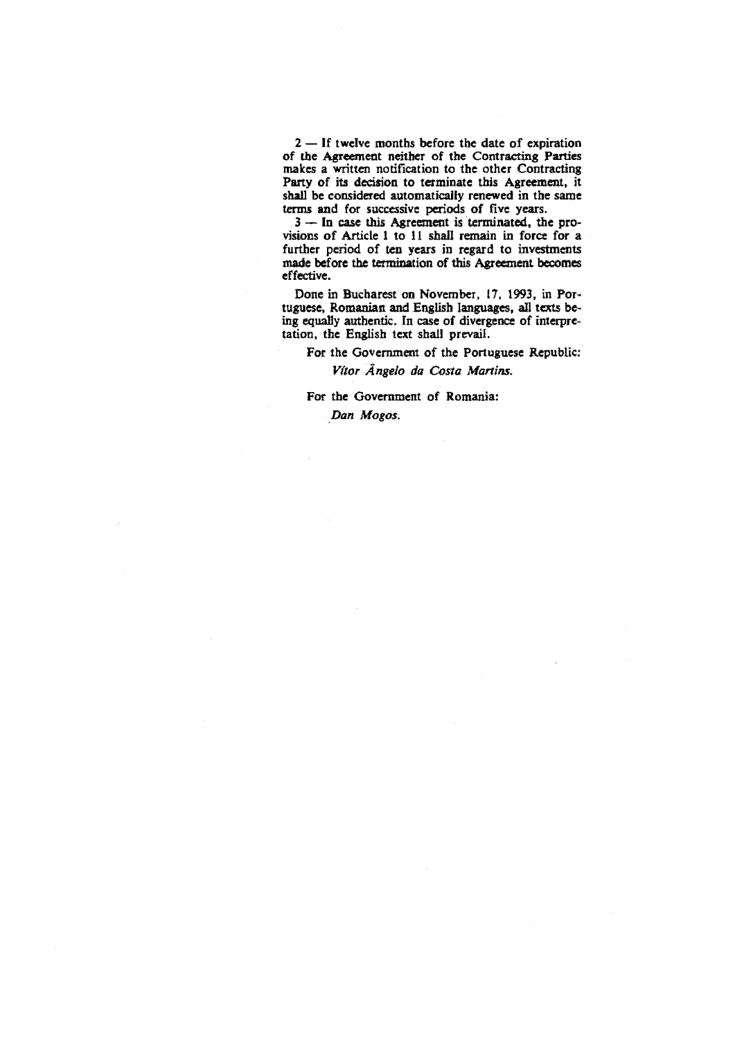2 — If twelve months before the date of expiration of the Agreement neither of the Contracting Parties makes a written notification to the other Contracting Party of its decision to terminate this Agreement, it shall be considered automatically renewed in the same terms and for successive periods of five years.

3 — In case this Agreement is terminated, the provisions of Article 1 to 11 shall remain in force for a further period of ten years in regard to investments made before the termination of this Agreement becomes effective.

Done in Bucharest on November, 17, 1993, in Portuguese, Romanian and English languages, all texts being equally authentic. In case of divergence of interpretation, the English text shall prevail.

For the Government of the Portuguese Republic:

*Vítor Ângelo da Costa Martins.*

For the Government of Romania:

*Dan Mogos.*